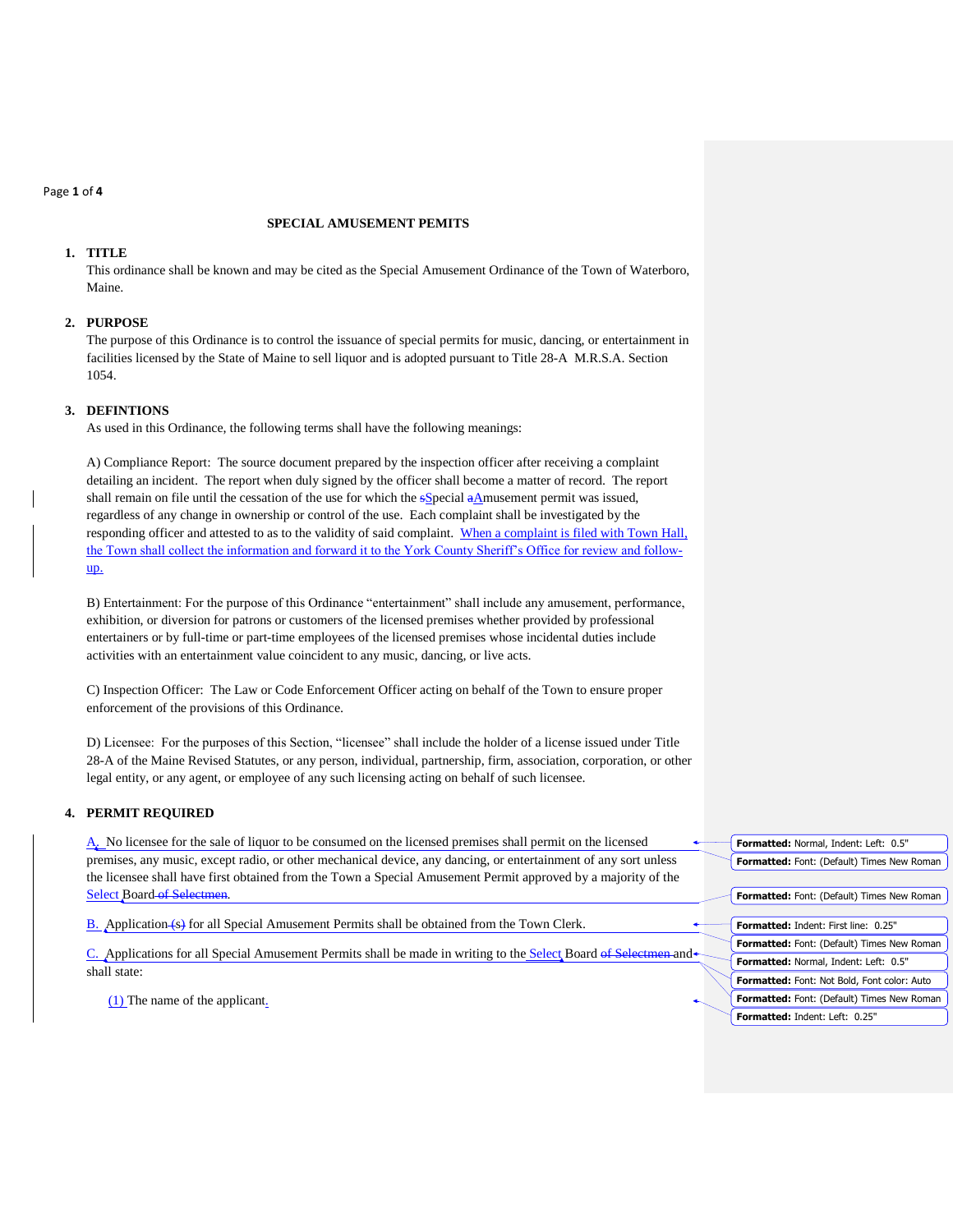## SPECIAL AMUSEMENT PEMITS

**1. TITLE**

This ordinance shall be known and may be cited as the Special Amusement Ordinance of the Town of Waterboro, Maine.

**2. PURPOSE**

The purpose of this Ordinance is to control the issuance of special permits for music, dancing, or entertainment in facilities licensed by the State of Maine to sell liquor and is adopted pursuant to Title 28-A M.R.S.A. Section 1054.

**3. DEFINTIONS**

As used in this Ordinance, the following terms shall have the following meanings:

A) Compliance Report: The source document prepared by the inspection officer after receiving a complaint detailing an incident. The report when duly signed by the officer shall become a matter of record. The report shall remain on file until the cessation of the use for which the Special Amusement permit was issued, regardless of any change in ownership or control of the use. Each complaint shall be investigated by the responding officer and attested to as to the validity of said complaint. When a complaint is filed with Town Hall, the Town shall collect the information and forward it to the York County Sheriff's Office for review and follow-up.

B) Entertainment: For the purpose of this Ordinance "entertainment" shall include any amusement, performance, exhibition, or diversion for patrons or customers of the licensed premises whether provided by professional entertainers or by full-time or part-time employees of the licensed premises whose incidental duties include activities with an entertainment value coincident to any music, dancing, or live acts.

C) Inspection Officer: The Law or Code Enforcement Officer acting on behalf of the Town to ensure proper enforcement of the provisions of this Ordinance.

D) Licensee: For the purposes of this Section, "licensee" shall include the holder of a license issued under Title 28-A of the Maine Revised Statutes, or any person, individual, partnership, firm, association, corporation, or other legal entity, or any agent, or employee of any such licensing acting on behalf of such licensee.

**4. PERMIT REQUIRED**

A. No licensee for the sale of liquor to be consumed on the licensed premises shall permit on the licensed premises, any music, except radio, or other mechanical device, any dancing, or entertainment of any sort unless the licensee shall have first obtained from the Town a Special Amusement Permit approved by a majority of the Select Board.

B. Application for all Special Amusement Permits shall be obtained from the Town Clerk.

C. Applications for all Special Amusement Permits shall be made in writing to the Select Board and shall state:

(1) The name of the applicant.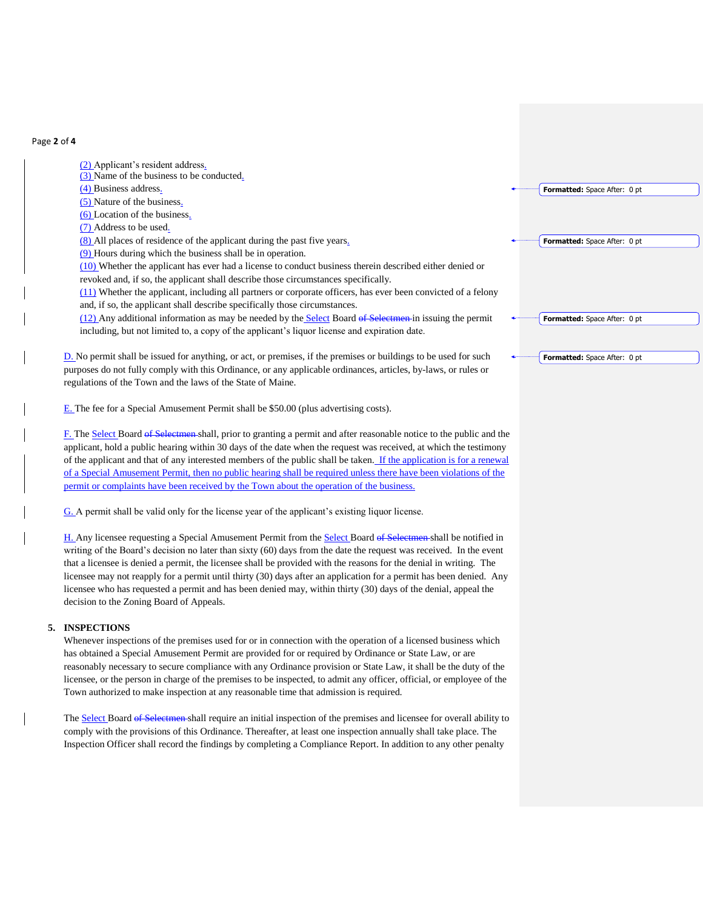(2) Applicant's resident address.
(3) Name of the business to be conducted.
(4) Business address.
(5) Nature of the business.
(6) Location of the business.
(7) Address to be used.
(8) All places of residence of the applicant during the past five years.
(9) Hours during which the business shall be in operation.
(10) Whether the applicant has ever had a license to conduct business therein described either denied or revoked and, if so, the applicant shall describe those circumstances specifically.
(11) Whether the applicant, including all partners or corporate officers, has ever been convicted of a felony and, if so, the applicant shall describe specifically those circumstances.
(12) Any additional information as may be needed by the Select Board ~~of Selectmen~~ in issuing the permit including, but not limited to, a copy of the applicant's liquor license and expiration date.

D. No permit shall be issued for anything, or act, or premises, if the premises or buildings to be used for such purposes do not fully comply with this Ordinance, or any applicable ordinances, articles, by-laws, or rules or regulations of the Town and the laws of the State of Maine.

E. The fee for a Special Amusement Permit shall be $50.00 (plus advertising costs).

F. The Select Board ~~of Selectmen~~ shall, prior to granting a permit and after reasonable notice to the public and the applicant, hold a public hearing within 30 days of the date when the request was received, at which the testimony of the applicant and that of any interested members of the public shall be taken. If the application is for a renewal of a Special Amusement Permit, then no public hearing shall be required unless there have been violations of the permit or complaints have been received by the Town about the operation of the business.

G. A permit shall be valid only for the license year of the applicant's existing liquor license.

H. Any licensee requesting a Special Amusement Permit from the Select Board ~~of Selectmen~~ shall be notified in writing of the Board's decision no later than sixty (60) days from the date the request was received. In the event that a licensee is denied a permit, the licensee shall be provided with the reasons for the denial in writing. The licensee may not reapply for a permit until thirty (30) days after an application for a permit has been denied. Any licensee who has requested a permit and has been denied may, within thirty (30) days of the denial, appeal the decision to the Zoning Board of Appeals.

**5. INSPECTIONS**

Whenever inspections of the premises used for or in connection with the operation of a licensed business which has obtained a Special Amusement Permit are provided for or required by Ordinance or State Law, or are reasonably necessary to secure compliance with any Ordinance provision or State Law, it shall be the duty of the licensee, or the person in charge of the premises to be inspected, to admit any officer, official, or employee of the Town authorized to make inspection at any reasonable time that admission is required.

The Select Board ~~of Selectmen~~ shall require an initial inspection of the premises and licensee for overall ability to comply with the provisions of this Ordinance. Thereafter, at least one inspection annually shall take place. The Inspection Officer shall record the findings by completing a Compliance Report. In addition to any other penalty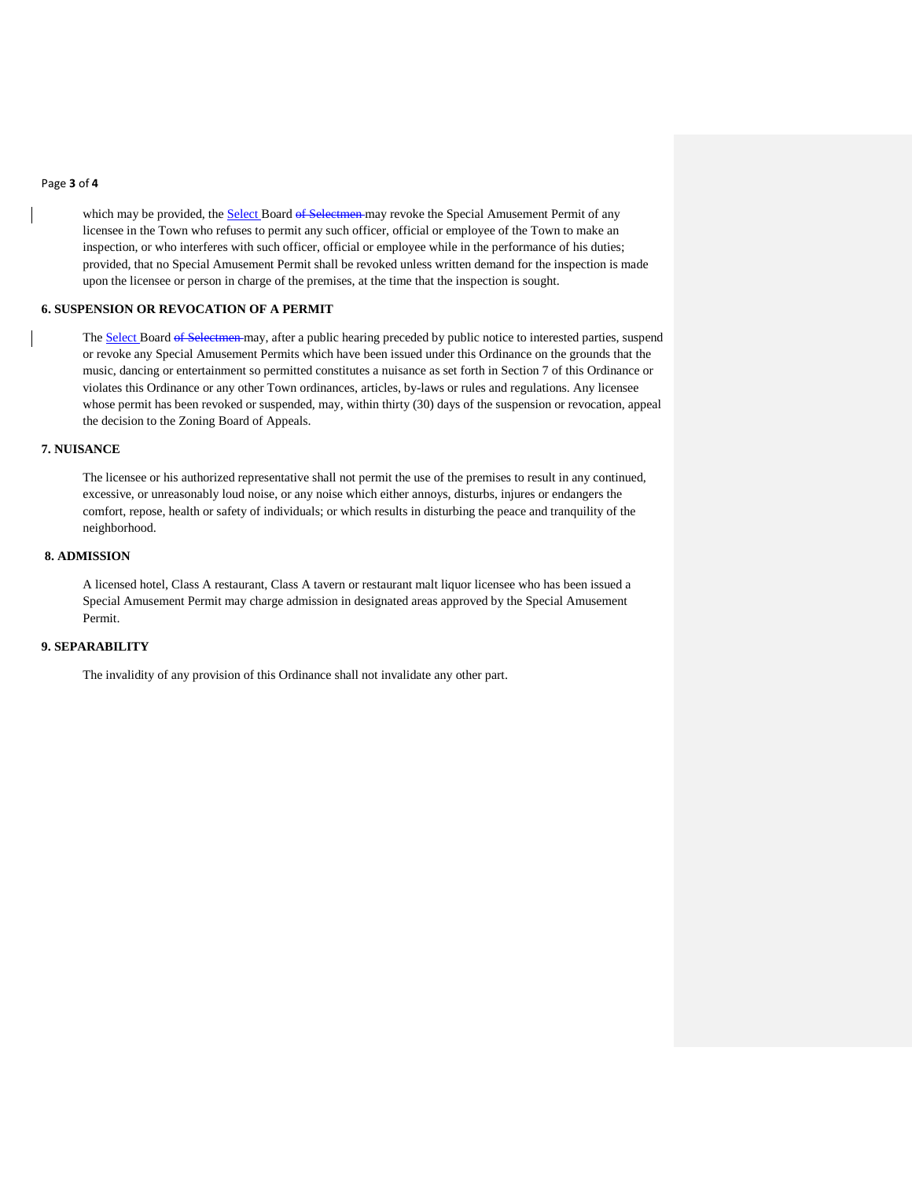which may be provided, the Select Board ~~of Selectmen~~ may revoke the Special Amusement Permit of any licensee in the Town who refuses to permit any such officer, official or employee of the Town to make an inspection, or who interferes with such officer, official or employee while in the performance of his duties; provided, that no Special Amusement Permit shall be revoked unless written demand for the inspection is made upon the licensee or person in charge of the premises, at the time that the inspection is sought.

## 6. SUSPENSION OR REVOCATION OF A PERMIT

The Select Board ~~of Selectmen~~ may, after a public hearing preceded by public notice to interested parties, suspend or revoke any Special Amusement Permits which have been issued under this Ordinance on the grounds that the music, dancing or entertainment so permitted constitutes a nuisance as set forth in Section 7 of this Ordinance or violates this Ordinance or any other Town ordinances, articles, by-laws or rules and regulations. Any licensee whose permit has been revoked or suspended, may, within thirty (30) days of the suspension or revocation, appeal the decision to the Zoning Board of Appeals.

## 7. NUISANCE

The licensee or his authorized representative shall not permit the use of the premises to result in any continued, excessive, or unreasonably loud noise, or any noise which either annoys, disturbs, injures or endangers the comfort, repose, health or safety of individuals; or which results in disturbing the peace and tranquility of the neighborhood.

## 8. ADMISSION

A licensed hotel, Class A restaurant, Class A tavern or restaurant malt liquor licensee who has been issued a Special Amusement Permit may charge admission in designated areas approved by the Special Amusement Permit.

## 9. SEPARABILITY

The invalidity of any provision of this Ordinance shall not invalidate any other part.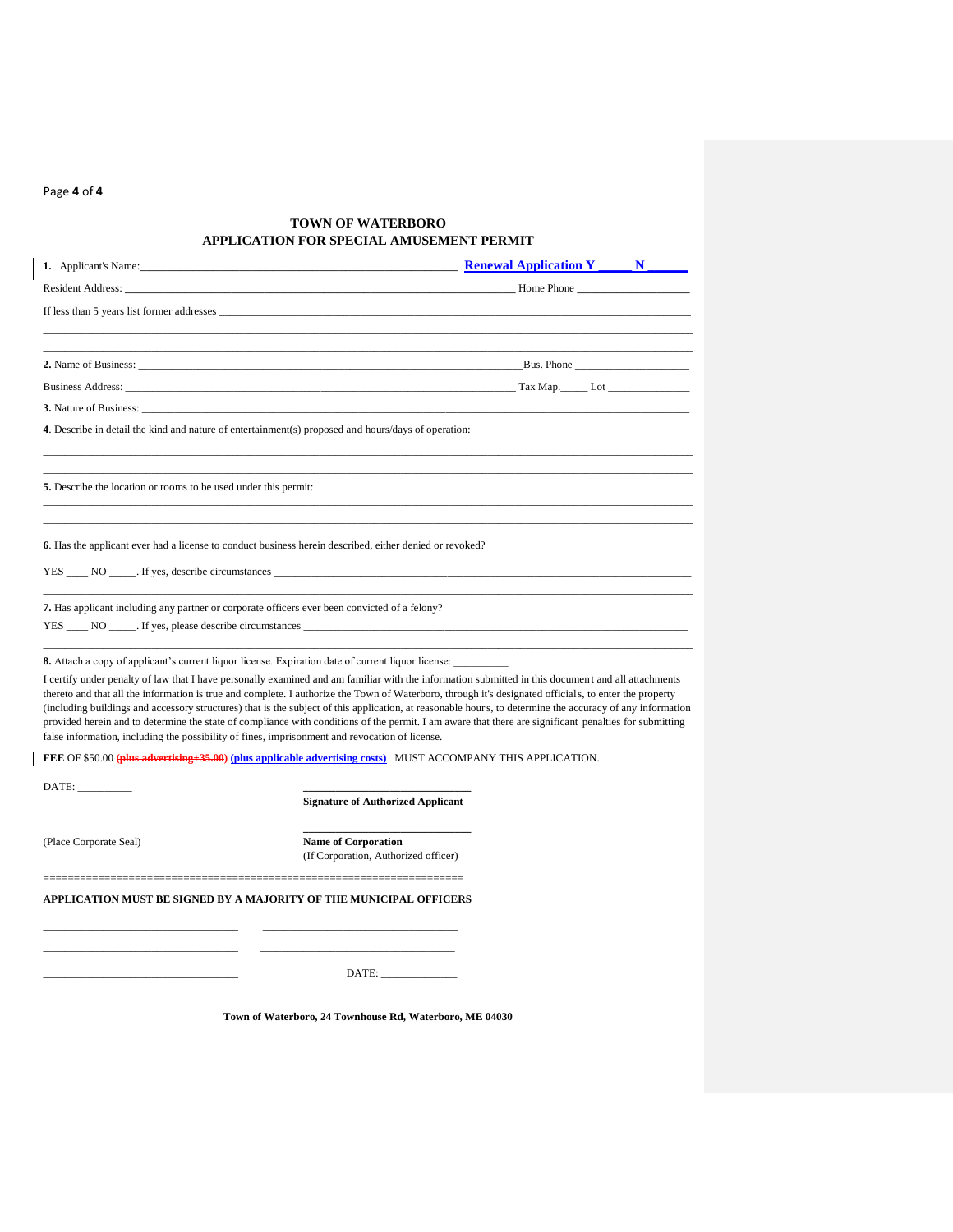# TOWN OF WATERBORO
## APPLICATION FOR SPECIAL AMUSEMENT PERMIT

**1.** Applicant's Name:_______________________________________________ **Renewal Application Y _____ N _____**

Resident Address: _______________________________________________________________ Home Phone ___________________

If less than 5 years list former addresses __________________________________________________________________________

______________________________________________________________________________________________________

______________________________________________________________________________________________________

**2.** Name of Business: ________________________________________________________________ Bus. Phone ___________________

Business Address: _______________________________________________________________ Tax Map._____ Lot ______________

**3.** Nature of Business: ________________________________________________________________________________________

**4**. Describe in detail the kind and nature of entertainment(s) proposed and hours/days of operation:

______________________________________________________________________________________________________

______________________________________________________________________________________________________

**5.** Describe the location or rooms to be used under this permit:

______________________________________________________________________________________________________

______________________________________________________________________________________________________

**6**. Has the applicant ever had a license to conduct business herein described, either denied or revoked?

YES ____ NO _____. If yes, describe circumstances ________________________________________________________________

______________________________________________________________________________________________________

**7.** Has applicant including any partner or corporate officers ever been convicted of a felony?

YES ____ NO _____. If yes, please describe circumstances ___________________________________________________________

______________________________________________________________________________________________________

**8.** Attach a copy of applicant's current liquor license. Expiration date of current liquor license: __________

I certify under penalty of law that I have personally examined and am familiar with the information submitted in this document and all attachments thereto and that all the information is true and complete. I authorize the Town of Waterboro, through it's designated officials, to enter the property (including buildings and accessory structures) that is the subject of this application, at reasonable hours, to determine the accuracy of any information provided herein and to determine the state of compliance with conditions of the permit. I am aware that there are significant penalties for submitting false information, including the possibility of fines, imprisonment and revocation of license.

**FEE** OF $50.00 ~~(plus advertising+35.00)~~ **(plus applicable advertising costs)** MUST ACCOMPANY THIS APPLICATION.

DATE: __________

____________________________
**Signature of Authorized Applicant**

(Place Corporate Seal)

____________________________
**Name of Corporation**
(If Corporation, Authorized officer)

=====================================================================

**APPLICATION MUST BE SIGNED BY A MAJORITY OF THE MUNICIPAL OFFICERS**

___________________________________ ___________________________________

___________________________________ ___________________________________

___________________________________ DATE: ______________

**Town of Waterboro, 24 Townhouse Rd, Waterboro, ME 04030**